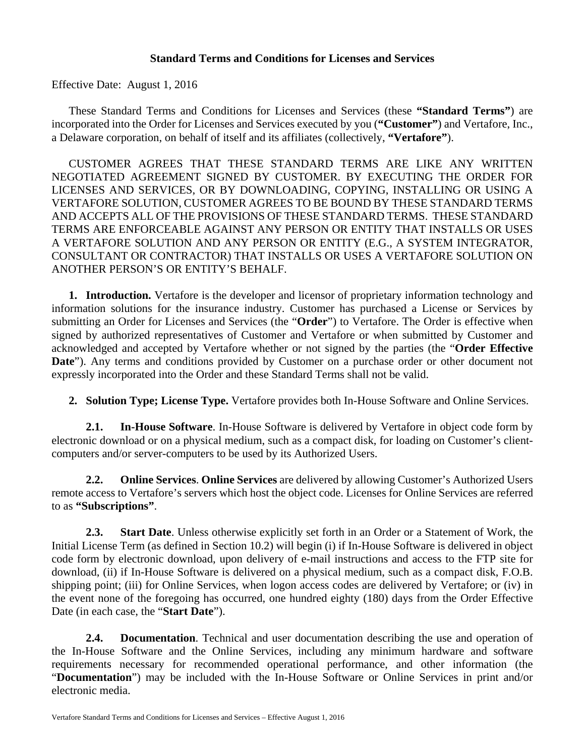# Standard Terms and Conditions for Licenses and Services

Effective Date: August 1, 2016

These Standard Terms and Conditions for Licenses and Services (these **"Standard Terms"**) are incorporated into the Order for Licenses and Services executed by you (**"Customer"**) and Vertafore, Inc., a Delaware corporation, on behalf of itself and its affiliates (collectively, **"Vertafore"**).

CUSTOMER AGREES THAT THESE STANDARD TERMS ARE LIKE ANY WRITTEN NEGOTIATED AGREEMENT SIGNED BY CUSTOMER. BY EXECUTING THE ORDER FOR LICENSES AND SERVICES, OR BY DOWNLOADING, COPYING, INSTALLING OR USING A VERTAFORE SOLUTION, CUSTOMER AGREES TO BE BOUND BY THESE STANDARD TERMS AND ACCEPTS ALL OF THE PROVISIONS OF THESE STANDARD TERMS. THESE STANDARD TERMS ARE ENFORCEABLE AGAINST ANY PERSON OR ENTITY THAT INSTALLS OR USES A VERTAFORE SOLUTION AND ANY PERSON OR ENTITY (E.G., A SYSTEM INTEGRATOR, CONSULTANT OR CONTRACTOR) THAT INSTALLS OR USES A VERTAFORE SOLUTION ON ANOTHER PERSON'S OR ENTITY'S BEHALF.

**1. Introduction.** Vertafore is the developer and licensor of proprietary information technology and information solutions for the insurance industry. Customer has purchased a License or Services by submitting an Order for Licenses and Services (the "**Order**") to Vertafore. The Order is effective when signed by authorized representatives of Customer and Vertafore or when submitted by Customer and acknowledged and accepted by Vertafore whether or not signed by the parties (the "**Order Effective Date**"). Any terms and conditions provided by Customer on a purchase order or other document not expressly incorporated into the Order and these Standard Terms shall not be valid.

**2. Solution Type; License Type.** Vertafore provides both In-House Software and Online Services.

**2.1. In-House Software**. In-House Software is delivered by Vertafore in object code form by electronic download or on a physical medium, such as a compact disk, for loading on Customer's client-computers and/or server-computers to be used by its Authorized Users.

**2.2. Online Services**. **Online Services** are delivered by allowing Customer's Authorized Users remote access to Vertafore's servers which host the object code. Licenses for Online Services are referred to as **"Subscriptions"**.

**2.3. Start Date**. Unless otherwise explicitly set forth in an Order or a Statement of Work, the Initial License Term (as defined in Section 10.2) will begin (i) if In-House Software is delivered in object code form by electronic download, upon delivery of e-mail instructions and access to the FTP site for download, (ii) if In-House Software is delivered on a physical medium, such as a compact disk, F.O.B. shipping point; (iii) for Online Services, when logon access codes are delivered by Vertafore; or (iv) in the event none of the foregoing has occurred, one hundred eighty (180) days from the Order Effective Date (in each case, the "**Start Date**").

**2.4. Documentation**. Technical and user documentation describing the use and operation of the In-House Software and the Online Services, including any minimum hardware and software requirements necessary for recommended operational performance, and other information (the "**Documentation**") may be included with the In-House Software or Online Services in print and/or electronic media.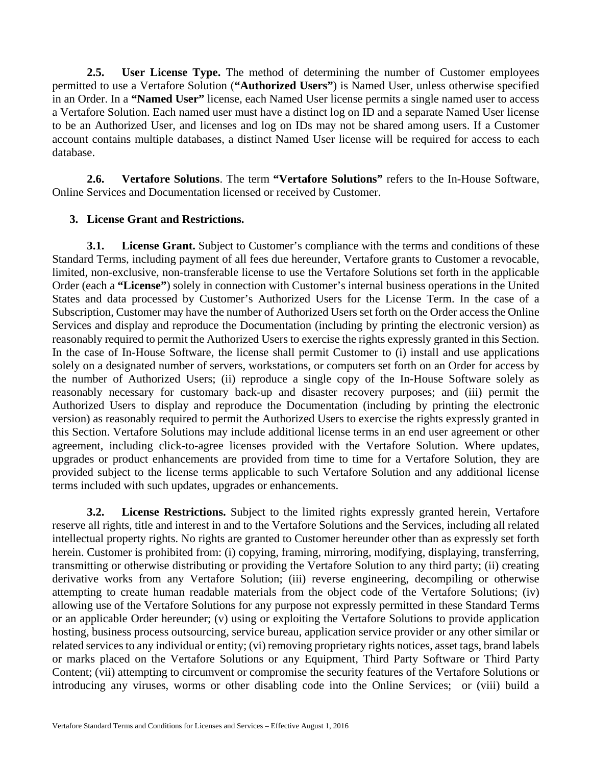**2.5. User License Type.** The method of determining the number of Customer employees permitted to use a Vertafore Solution (**"Authorized Users"**) is Named User, unless otherwise specified in an Order. In a **"Named User"** license, each Named User license permits a single named user to access a Vertafore Solution. Each named user must have a distinct log on ID and a separate Named User license to be an Authorized User, and licenses and log on IDs may not be shared among users. If a Customer account contains multiple databases, a distinct Named User license will be required for access to each database.

**2.6. Vertafore Solutions**. The term **"Vertafore Solutions"** refers to the In-House Software, Online Services and Documentation licensed or received by Customer.

## 3. License Grant and Restrictions.

**3.1. License Grant.** Subject to Customer's compliance with the terms and conditions of these Standard Terms, including payment of all fees due hereunder, Vertafore grants to Customer a revocable, limited, non-exclusive, non-transferable license to use the Vertafore Solutions set forth in the applicable Order (each a **"License"**) solely in connection with Customer's internal business operations in the United States and data processed by Customer's Authorized Users for the License Term. In the case of a Subscription, Customer may have the number of Authorized Users set forth on the Order access the Online Services and display and reproduce the Documentation (including by printing the electronic version) as reasonably required to permit the Authorized Users to exercise the rights expressly granted in this Section. In the case of In-House Software, the license shall permit Customer to (i) install and use applications solely on a designated number of servers, workstations, or computers set forth on an Order for access by the number of Authorized Users; (ii) reproduce a single copy of the In-House Software solely as reasonably necessary for customary back-up and disaster recovery purposes; and (iii) permit the Authorized Users to display and reproduce the Documentation (including by printing the electronic version) as reasonably required to permit the Authorized Users to exercise the rights expressly granted in this Section. Vertafore Solutions may include additional license terms in an end user agreement or other agreement, including click-to-agree licenses provided with the Vertafore Solution. Where updates, upgrades or product enhancements are provided from time to time for a Vertafore Solution, they are provided subject to the license terms applicable to such Vertafore Solution and any additional license terms included with such updates, upgrades or enhancements.

**3.2. License Restrictions.** Subject to the limited rights expressly granted herein, Vertafore reserve all rights, title and interest in and to the Vertafore Solutions and the Services, including all related intellectual property rights. No rights are granted to Customer hereunder other than as expressly set forth herein. Customer is prohibited from: (i) copying, framing, mirroring, modifying, displaying, transferring, transmitting or otherwise distributing or providing the Vertafore Solution to any third party; (ii) creating derivative works from any Vertafore Solution; (iii) reverse engineering, decompiling or otherwise attempting to create human readable materials from the object code of the Vertafore Solutions; (iv) allowing use of the Vertafore Solutions for any purpose not expressly permitted in these Standard Terms or an applicable Order hereunder; (v) using or exploiting the Vertafore Solutions to provide application hosting, business process outsourcing, service bureau, application service provider or any other similar or related services to any individual or entity; (vi) removing proprietary rights notices, asset tags, brand labels or marks placed on the Vertafore Solutions or any Equipment, Third Party Software or Third Party Content; (vii) attempting to circumvent or compromise the security features of the Vertafore Solutions or introducing any viruses, worms or other disabling code into the Online Services; or (viii) build a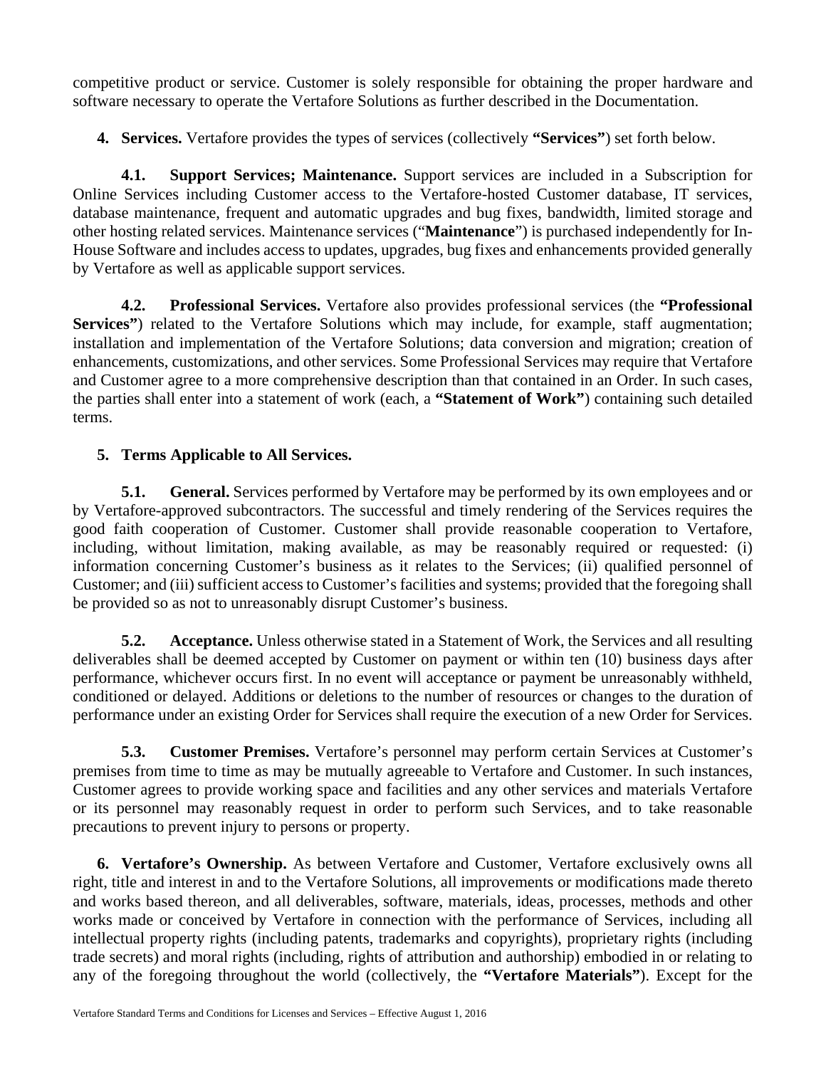competitive product or service. Customer is solely responsible for obtaining the proper hardware and software necessary to operate the Vertafore Solutions as further described in the Documentation.

**4. Services.** Vertafore provides the types of services (collectively **"Services"**) set forth below.

**4.1. Support Services; Maintenance.** Support services are included in a Subscription for Online Services including Customer access to the Vertafore-hosted Customer database, IT services, database maintenance, frequent and automatic upgrades and bug fixes, bandwidth, limited storage and other hosting related services. Maintenance services ("**Maintenance**") is purchased independently for In-House Software and includes access to updates, upgrades, bug fixes and enhancements provided generally by Vertafore as well as applicable support services.

**4.2. Professional Services.** Vertafore also provides professional services (the **"Professional Services"**) related to the Vertafore Solutions which may include, for example, staff augmentation; installation and implementation of the Vertafore Solutions; data conversion and migration; creation of enhancements, customizations, and other services. Some Professional Services may require that Vertafore and Customer agree to a more comprehensive description than that contained in an Order. In such cases, the parties shall enter into a statement of work (each, a **"Statement of Work"**) containing such detailed terms.

**5. Terms Applicable to All Services.**

**5.1. General.** Services performed by Vertafore may be performed by its own employees and or by Vertafore-approved subcontractors. The successful and timely rendering of the Services requires the good faith cooperation of Customer. Customer shall provide reasonable cooperation to Vertafore, including, without limitation, making available, as may be reasonably required or requested: (i) information concerning Customer's business as it relates to the Services; (ii) qualified personnel of Customer; and (iii) sufficient access to Customer's facilities and systems; provided that the foregoing shall be provided so as not to unreasonably disrupt Customer's business.

**5.2. Acceptance.** Unless otherwise stated in a Statement of Work, the Services and all resulting deliverables shall be deemed accepted by Customer on payment or within ten (10) business days after performance, whichever occurs first. In no event will acceptance or payment be unreasonably withheld, conditioned or delayed. Additions or deletions to the number of resources or changes to the duration of performance under an existing Order for Services shall require the execution of a new Order for Services.

**5.3. Customer Premises.** Vertafore's personnel may perform certain Services at Customer's premises from time to time as may be mutually agreeable to Vertafore and Customer. In such instances, Customer agrees to provide working space and facilities and any other services and materials Vertafore or its personnel may reasonably request in order to perform such Services, and to take reasonable precautions to prevent injury to persons or property.

**6. Vertafore's Ownership.** As between Vertafore and Customer, Vertafore exclusively owns all right, title and interest in and to the Vertafore Solutions, all improvements or modifications made thereto and works based thereon, and all deliverables, software, materials, ideas, processes, methods and other works made or conceived by Vertafore in connection with the performance of Services, including all intellectual property rights (including patents, trademarks and copyrights), proprietary rights (including trade secrets) and moral rights (including, rights of attribution and authorship) embodied in or relating to any of the foregoing throughout the world (collectively, the **"Vertafore Materials"**). Except for the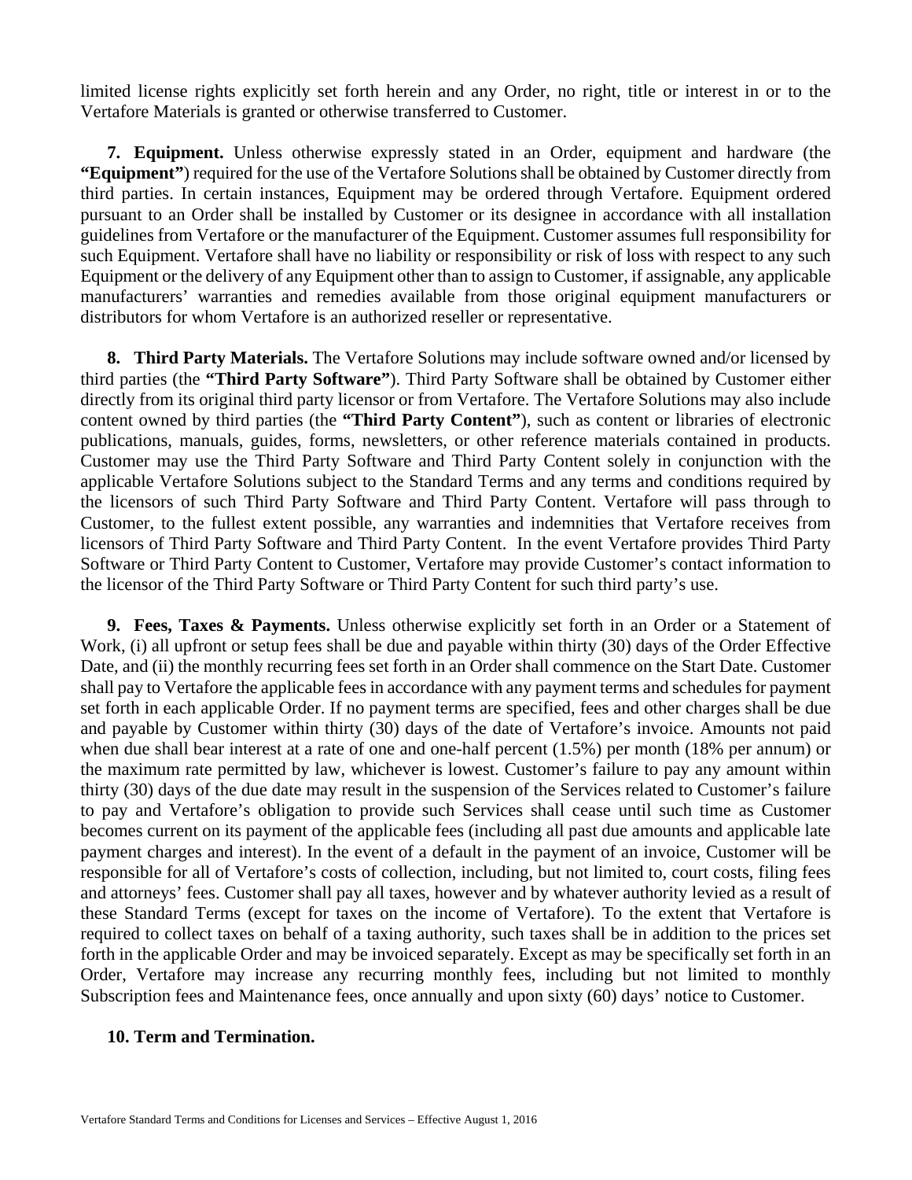limited license rights explicitly set forth herein and any Order, no right, title or interest in or to the Vertafore Materials is granted or otherwise transferred to Customer.

**7. Equipment.** Unless otherwise expressly stated in an Order, equipment and hardware (the **"Equipment"**) required for the use of the Vertafore Solutions shall be obtained by Customer directly from third parties. In certain instances, Equipment may be ordered through Vertafore. Equipment ordered pursuant to an Order shall be installed by Customer or its designee in accordance with all installation guidelines from Vertafore or the manufacturer of the Equipment. Customer assumes full responsibility for such Equipment. Vertafore shall have no liability or responsibility or risk of loss with respect to any such Equipment or the delivery of any Equipment other than to assign to Customer, if assignable, any applicable manufacturers' warranties and remedies available from those original equipment manufacturers or distributors for whom Vertafore is an authorized reseller or representative.

**8. Third Party Materials.** The Vertafore Solutions may include software owned and/or licensed by third parties (the **"Third Party Software"**). Third Party Software shall be obtained by Customer either directly from its original third party licensor or from Vertafore. The Vertafore Solutions may also include content owned by third parties (the **"Third Party Content"**), such as content or libraries of electronic publications, manuals, guides, forms, newsletters, or other reference materials contained in products. Customer may use the Third Party Software and Third Party Content solely in conjunction with the applicable Vertafore Solutions subject to the Standard Terms and any terms and conditions required by the licensors of such Third Party Software and Third Party Content. Vertafore will pass through to Customer, to the fullest extent possible, any warranties and indemnities that Vertafore receives from licensors of Third Party Software and Third Party Content. In the event Vertafore provides Third Party Software or Third Party Content to Customer, Vertafore may provide Customer's contact information to the licensor of the Third Party Software or Third Party Content for such third party's use.

**9. Fees, Taxes & Payments.** Unless otherwise explicitly set forth in an Order or a Statement of Work, (i) all upfront or setup fees shall be due and payable within thirty (30) days of the Order Effective Date, and (ii) the monthly recurring fees set forth in an Order shall commence on the Start Date. Customer shall pay to Vertafore the applicable fees in accordance with any payment terms and schedules for payment set forth in each applicable Order. If no payment terms are specified, fees and other charges shall be due and payable by Customer within thirty (30) days of the date of Vertafore's invoice. Amounts not paid when due shall bear interest at a rate of one and one-half percent (1.5%) per month (18% per annum) or the maximum rate permitted by law, whichever is lowest. Customer's failure to pay any amount within thirty (30) days of the due date may result in the suspension of the Services related to Customer's failure to pay and Vertafore's obligation to provide such Services shall cease until such time as Customer becomes current on its payment of the applicable fees (including all past due amounts and applicable late payment charges and interest). In the event of a default in the payment of an invoice, Customer will be responsible for all of Vertafore's costs of collection, including, but not limited to, court costs, filing fees and attorneys' fees. Customer shall pay all taxes, however and by whatever authority levied as a result of these Standard Terms (except for taxes on the income of Vertafore). To the extent that Vertafore is required to collect taxes on behalf of a taxing authority, such taxes shall be in addition to the prices set forth in the applicable Order and may be invoiced separately. Except as may be specifically set forth in an Order, Vertafore may increase any recurring monthly fees, including but not limited to monthly Subscription fees and Maintenance fees, once annually and upon sixty (60) days' notice to Customer.

**10. Term and Termination.**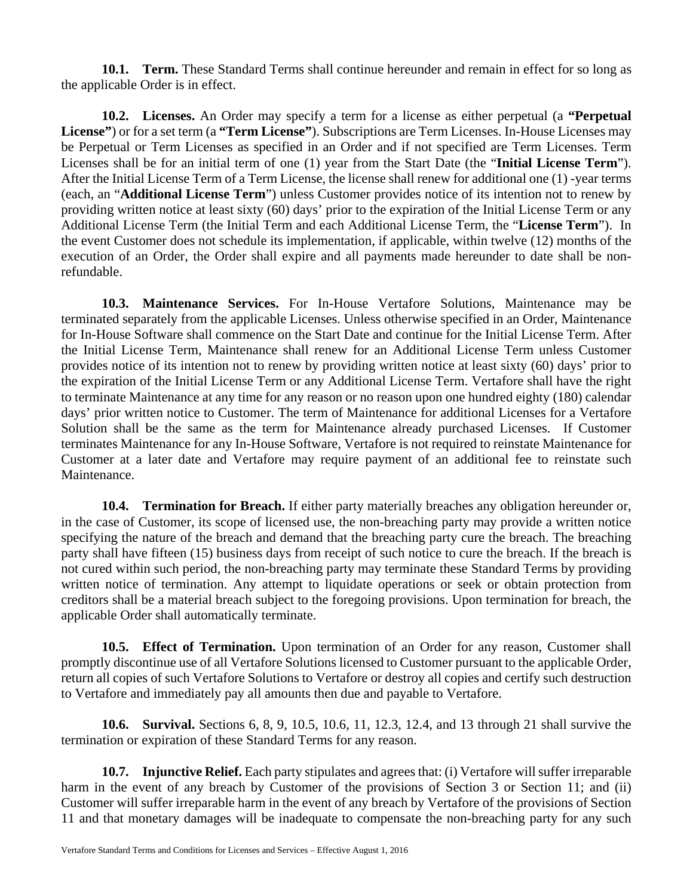**10.1. Term.** These Standard Terms shall continue hereunder and remain in effect for so long as the applicable Order is in effect.

**10.2. Licenses.** An Order may specify a term for a license as either perpetual (a **"Perpetual License"**) or for a set term (a **"Term License"**). Subscriptions are Term Licenses. In-House Licenses may be Perpetual or Term Licenses as specified in an Order and if not specified are Term Licenses. Term Licenses shall be for an initial term of one (1) year from the Start Date (the "**Initial License Term**"). After the Initial License Term of a Term License, the license shall renew for additional one (1) -year terms (each, an "**Additional License Term**") unless Customer provides notice of its intention not to renew by providing written notice at least sixty (60) days' prior to the expiration of the Initial License Term or any Additional License Term (the Initial Term and each Additional License Term, the "**License Term**"). In the event Customer does not schedule its implementation, if applicable, within twelve (12) months of the execution of an Order, the Order shall expire and all payments made hereunder to date shall be non-refundable.

**10.3. Maintenance Services.** For In-House Vertafore Solutions, Maintenance may be terminated separately from the applicable Licenses. Unless otherwise specified in an Order, Maintenance for In-House Software shall commence on the Start Date and continue for the Initial License Term. After the Initial License Term, Maintenance shall renew for an Additional License Term unless Customer provides notice of its intention not to renew by providing written notice at least sixty (60) days' prior to the expiration of the Initial License Term or any Additional License Term. Vertafore shall have the right to terminate Maintenance at any time for any reason or no reason upon one hundred eighty (180) calendar days' prior written notice to Customer. The term of Maintenance for additional Licenses for a Vertafore Solution shall be the same as the term for Maintenance already purchased Licenses. If Customer terminates Maintenance for any In-House Software, Vertafore is not required to reinstate Maintenance for Customer at a later date and Vertafore may require payment of an additional fee to reinstate such Maintenance.

**10.4. Termination for Breach.** If either party materially breaches any obligation hereunder or, in the case of Customer, its scope of licensed use, the non-breaching party may provide a written notice specifying the nature of the breach and demand that the breaching party cure the breach. The breaching party shall have fifteen (15) business days from receipt of such notice to cure the breach. If the breach is not cured within such period, the non-breaching party may terminate these Standard Terms by providing written notice of termination. Any attempt to liquidate operations or seek or obtain protection from creditors shall be a material breach subject to the foregoing provisions. Upon termination for breach, the applicable Order shall automatically terminate.

**10.5. Effect of Termination.** Upon termination of an Order for any reason, Customer shall promptly discontinue use of all Vertafore Solutions licensed to Customer pursuant to the applicable Order, return all copies of such Vertafore Solutions to Vertafore or destroy all copies and certify such destruction to Vertafore and immediately pay all amounts then due and payable to Vertafore.

**10.6. Survival.** Sections 6, 8, 9, 10.5, 10.6, 11, 12.3, 12.4, and 13 through 21 shall survive the termination or expiration of these Standard Terms for any reason.

**10.7. Injunctive Relief.** Each party stipulates and agrees that: (i) Vertafore will suffer irreparable harm in the event of any breach by Customer of the provisions of Section 3 or Section 11; and (ii) Customer will suffer irreparable harm in the event of any breach by Vertafore of the provisions of Section 11 and that monetary damages will be inadequate to compensate the non-breaching party for any such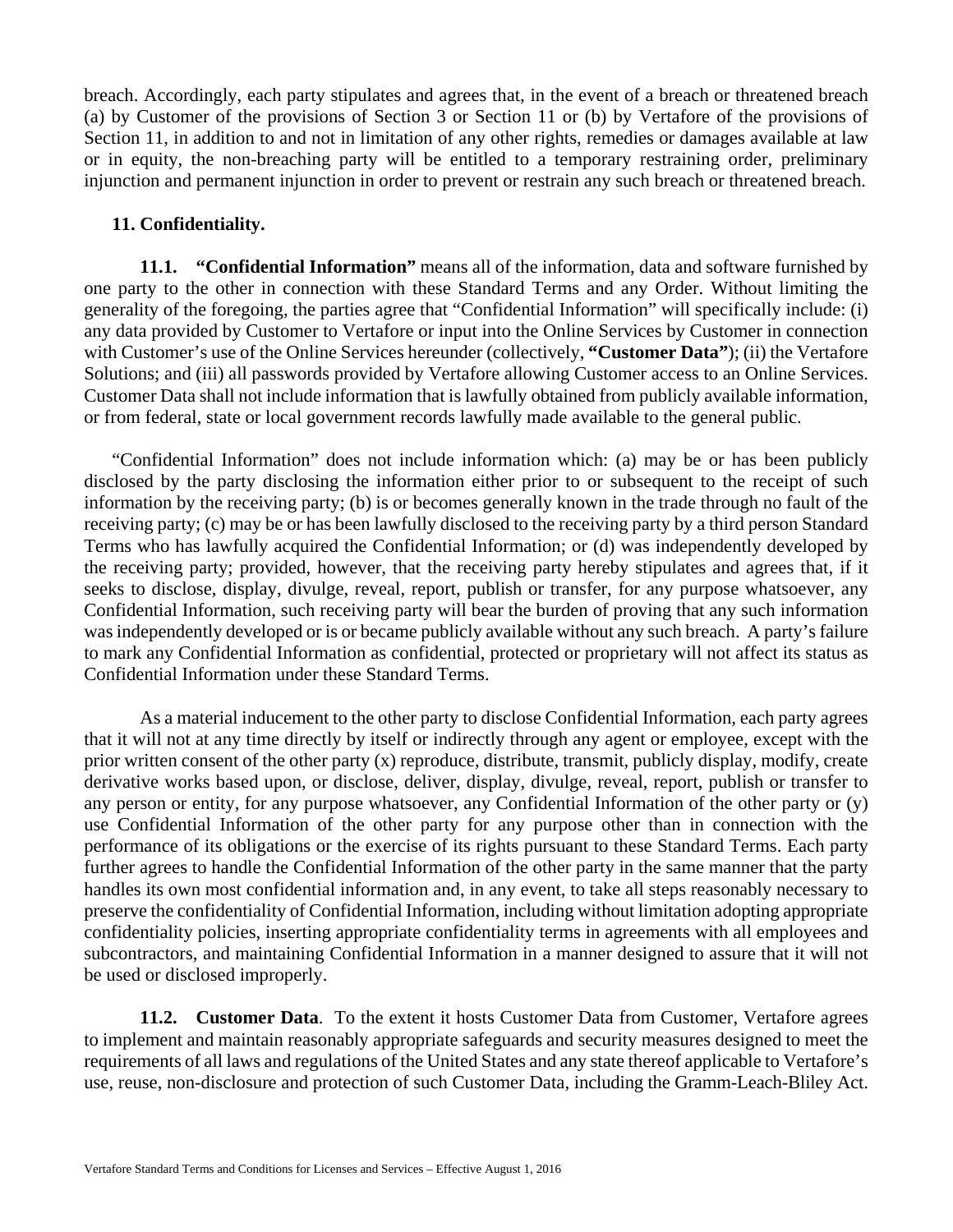breach. Accordingly, each party stipulates and agrees that, in the event of a breach or threatened breach (a) by Customer of the provisions of Section 3 or Section 11 or (b) by Vertafore of the provisions of Section 11, in addition to and not in limitation of any other rights, remedies or damages available at law or in equity, the non-breaching party will be entitled to a temporary restraining order, preliminary injunction and permanent injunction in order to prevent or restrain any such breach or threatened breach.

**11. Confidentiality.**

**11.1. "Confidential Information"** means all of the information, data and software furnished by one party to the other in connection with these Standard Terms and any Order. Without limiting the generality of the foregoing, the parties agree that "Confidential Information" will specifically include: (i) any data provided by Customer to Vertafore or input into the Online Services by Customer in connection with Customer's use of the Online Services hereunder (collectively, **"Customer Data"**); (ii) the Vertafore Solutions; and (iii) all passwords provided by Vertafore allowing Customer access to an Online Services. Customer Data shall not include information that is lawfully obtained from publicly available information, or from federal, state or local government records lawfully made available to the general public.

"Confidential Information" does not include information which: (a) may be or has been publicly disclosed by the party disclosing the information either prior to or subsequent to the receipt of such information by the receiving party; (b) is or becomes generally known in the trade through no fault of the receiving party; (c) may be or has been lawfully disclosed to the receiving party by a third person Standard Terms who has lawfully acquired the Confidential Information; or (d) was independently developed by the receiving party; provided, however, that the receiving party hereby stipulates and agrees that, if it seeks to disclose, display, divulge, reveal, report, publish or transfer, for any purpose whatsoever, any Confidential Information, such receiving party will bear the burden of proving that any such information was independently developed or is or became publicly available without any such breach. A party's failure to mark any Confidential Information as confidential, protected or proprietary will not affect its status as Confidential Information under these Standard Terms.

As a material inducement to the other party to disclose Confidential Information, each party agrees that it will not at any time directly by itself or indirectly through any agent or employee, except with the prior written consent of the other party (x) reproduce, distribute, transmit, publicly display, modify, create derivative works based upon, or disclose, deliver, display, divulge, reveal, report, publish or transfer to any person or entity, for any purpose whatsoever, any Confidential Information of the other party or (y) use Confidential Information of the other party for any purpose other than in connection with the performance of its obligations or the exercise of its rights pursuant to these Standard Terms. Each party further agrees to handle the Confidential Information of the other party in the same manner that the party handles its own most confidential information and, in any event, to take all steps reasonably necessary to preserve the confidentiality of Confidential Information, including without limitation adopting appropriate confidentiality policies, inserting appropriate confidentiality terms in agreements with all employees and subcontractors, and maintaining Confidential Information in a manner designed to assure that it will not be used or disclosed improperly.

**11.2. Customer Data**. To the extent it hosts Customer Data from Customer, Vertafore agrees to implement and maintain reasonably appropriate safeguards and security measures designed to meet the requirements of all laws and regulations of the United States and any state thereof applicable to Vertafore's use, reuse, non-disclosure and protection of such Customer Data, including the Gramm-Leach-Bliley Act.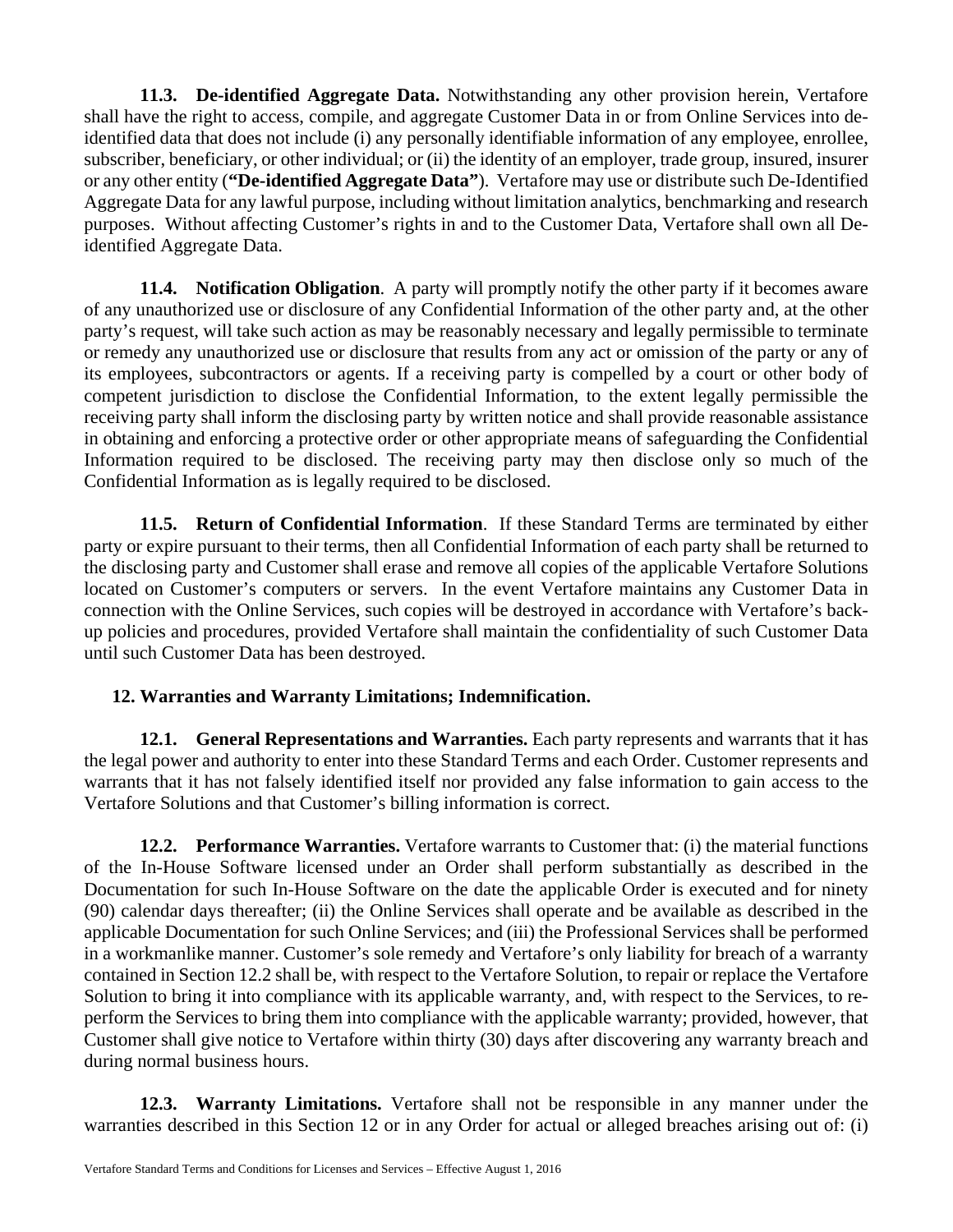**11.3. De-identified Aggregate Data.** Notwithstanding any other provision herein, Vertafore shall have the right to access, compile, and aggregate Customer Data in or from Online Services into de-identified data that does not include (i) any personally identifiable information of any employee, enrollee, subscriber, beneficiary, or other individual; or (ii) the identity of an employer, trade group, insured, insurer or any other entity (**"De-identified Aggregate Data"**). Vertafore may use or distribute such De-Identified Aggregate Data for any lawful purpose, including without limitation analytics, benchmarking and research purposes. Without affecting Customer's rights in and to the Customer Data, Vertafore shall own all De-identified Aggregate Data.

**11.4. Notification Obligation**. A party will promptly notify the other party if it becomes aware of any unauthorized use or disclosure of any Confidential Information of the other party and, at the other party's request, will take such action as may be reasonably necessary and legally permissible to terminate or remedy any unauthorized use or disclosure that results from any act or omission of the party or any of its employees, subcontractors or agents. If a receiving party is compelled by a court or other body of competent jurisdiction to disclose the Confidential Information, to the extent legally permissible the receiving party shall inform the disclosing party by written notice and shall provide reasonable assistance in obtaining and enforcing a protective order or other appropriate means of safeguarding the Confidential Information required to be disclosed. The receiving party may then disclose only so much of the Confidential Information as is legally required to be disclosed.

**11.5. Return of Confidential Information**. If these Standard Terms are terminated by either party or expire pursuant to their terms, then all Confidential Information of each party shall be returned to the disclosing party and Customer shall erase and remove all copies of the applicable Vertafore Solutions located on Customer's computers or servers. In the event Vertafore maintains any Customer Data in connection with the Online Services, such copies will be destroyed in accordance with Vertafore's back-up policies and procedures, provided Vertafore shall maintain the confidentiality of such Customer Data until such Customer Data has been destroyed.

**12. Warranties and Warranty Limitations; Indemnification.**

**12.1. General Representations and Warranties.** Each party represents and warrants that it has the legal power and authority to enter into these Standard Terms and each Order. Customer represents and warrants that it has not falsely identified itself nor provided any false information to gain access to the Vertafore Solutions and that Customer's billing information is correct.

**12.2. Performance Warranties.** Vertafore warrants to Customer that: (i) the material functions of the In-House Software licensed under an Order shall perform substantially as described in the Documentation for such In-House Software on the date the applicable Order is executed and for ninety (90) calendar days thereafter; (ii) the Online Services shall operate and be available as described in the applicable Documentation for such Online Services; and (iii) the Professional Services shall be performed in a workmanlike manner. Customer's sole remedy and Vertafore's only liability for breach of a warranty contained in Section 12.2 shall be, with respect to the Vertafore Solution, to repair or replace the Vertafore Solution to bring it into compliance with its applicable warranty, and, with respect to the Services, to re-perform the Services to bring them into compliance with the applicable warranty; provided, however, that Customer shall give notice to Vertafore within thirty (30) days after discovering any warranty breach and during normal business hours.

**12.3. Warranty Limitations.** Vertafore shall not be responsible in any manner under the warranties described in this Section 12 or in any Order for actual or alleged breaches arising out of: (i)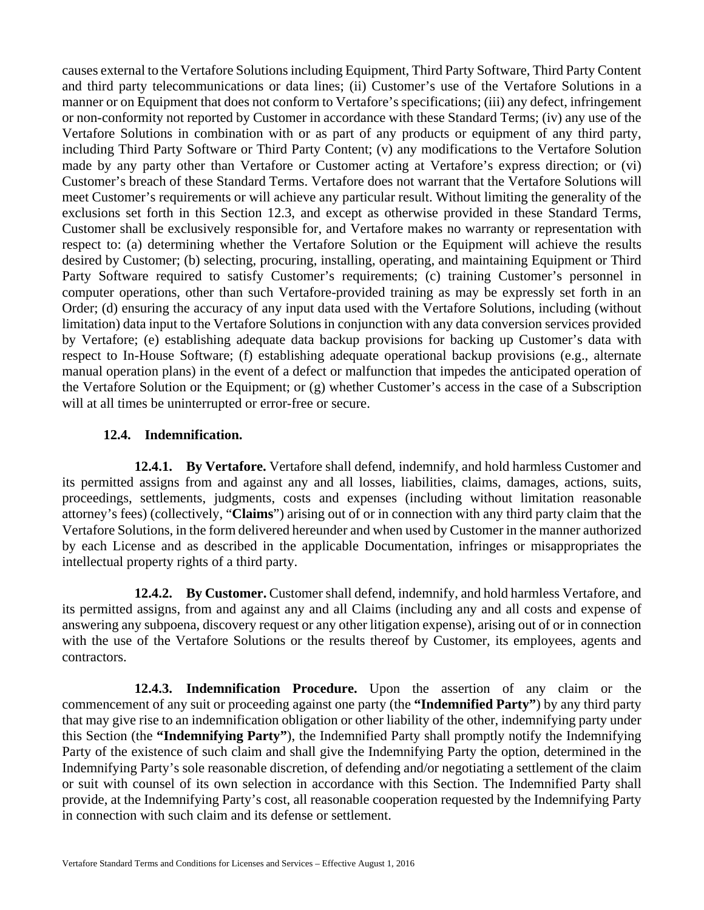causes external to the Vertafore Solutions including Equipment, Third Party Software, Third Party Content and third party telecommunications or data lines; (ii) Customer's use of the Vertafore Solutions in a manner or on Equipment that does not conform to Vertafore's specifications; (iii) any defect, infringement or non-conformity not reported by Customer in accordance with these Standard Terms; (iv) any use of the Vertafore Solutions in combination with or as part of any products or equipment of any third party, including Third Party Software or Third Party Content; (v) any modifications to the Vertafore Solution made by any party other than Vertafore or Customer acting at Vertafore's express direction; or (vi) Customer's breach of these Standard Terms. Vertafore does not warrant that the Vertafore Solutions will meet Customer's requirements or will achieve any particular result. Without limiting the generality of the exclusions set forth in this Section 12.3, and except as otherwise provided in these Standard Terms, Customer shall be exclusively responsible for, and Vertafore makes no warranty or representation with respect to: (a) determining whether the Vertafore Solution or the Equipment will achieve the results desired by Customer; (b) selecting, procuring, installing, operating, and maintaining Equipment or Third Party Software required to satisfy Customer's requirements; (c) training Customer's personnel in computer operations, other than such Vertafore-provided training as may be expressly set forth in an Order; (d) ensuring the accuracy of any input data used with the Vertafore Solutions, including (without limitation) data input to the Vertafore Solutions in conjunction with any data conversion services provided by Vertafore; (e) establishing adequate data backup provisions for backing up Customer's data with respect to In-House Software; (f) establishing adequate operational backup provisions (e.g., alternate manual operation plans) in the event of a defect or malfunction that impedes the anticipated operation of the Vertafore Solution or the Equipment; or (g) whether Customer's access in the case of a Subscription will at all times be uninterrupted or error-free or secure.

**12.4. Indemnification.**

**12.4.1. By Vertafore.** Vertafore shall defend, indemnify, and hold harmless Customer and its permitted assigns from and against any and all losses, liabilities, claims, damages, actions, suits, proceedings, settlements, judgments, costs and expenses (including without limitation reasonable attorney's fees) (collectively, "**Claims**") arising out of or in connection with any third party claim that the Vertafore Solutions, in the form delivered hereunder and when used by Customer in the manner authorized by each License and as described in the applicable Documentation, infringes or misappropriates the intellectual property rights of a third party.

**12.4.2. By Customer.** Customer shall defend, indemnify, and hold harmless Vertafore, and its permitted assigns, from and against any and all Claims (including any and all costs and expense of answering any subpoena, discovery request or any other litigation expense), arising out of or in connection with the use of the Vertafore Solutions or the results thereof by Customer, its employees, agents and contractors.

**12.4.3. Indemnification Procedure.** Upon the assertion of any claim or the commencement of any suit or proceeding against one party (the **"Indemnified Party"**) by any third party that may give rise to an indemnification obligation or other liability of the other, indemnifying party under this Section (the **"Indemnifying Party"**), the Indemnified Party shall promptly notify the Indemnifying Party of the existence of such claim and shall give the Indemnifying Party the option, determined in the Indemnifying Party's sole reasonable discretion, of defending and/or negotiating a settlement of the claim or suit with counsel of its own selection in accordance with this Section. The Indemnified Party shall provide, at the Indemnifying Party's cost, all reasonable cooperation requested by the Indemnifying Party in connection with such claim and its defense or settlement.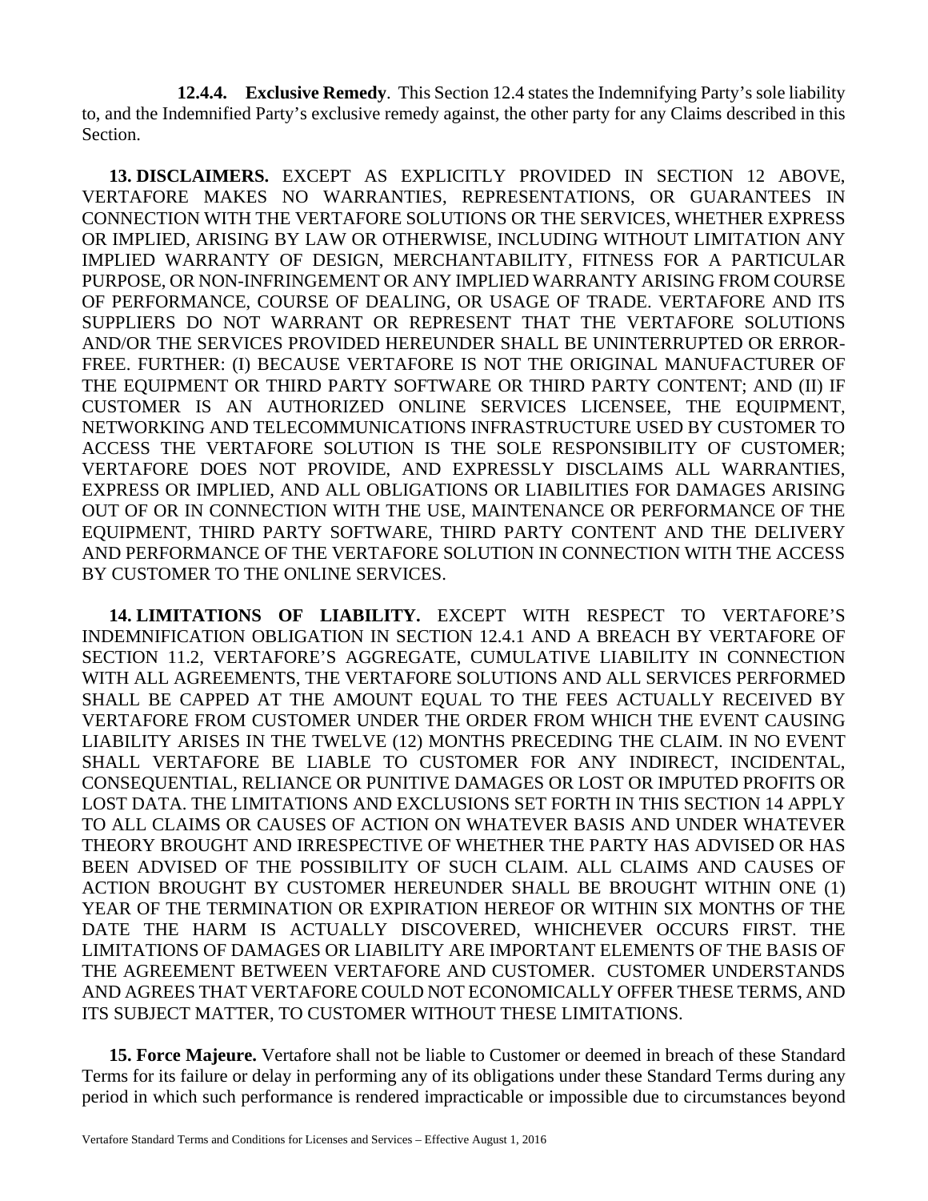**12.4.4. Exclusive Remedy**. This Section 12.4 states the Indemnifying Party's sole liability to, and the Indemnified Party's exclusive remedy against, the other party for any Claims described in this Section.

**13. DISCLAIMERS.** EXCEPT AS EXPLICITLY PROVIDED IN SECTION 12 ABOVE, VERTAFORE MAKES NO WARRANTIES, REPRESENTATIONS, OR GUARANTEES IN CONNECTION WITH THE VERTAFORE SOLUTIONS OR THE SERVICES, WHETHER EXPRESS OR IMPLIED, ARISING BY LAW OR OTHERWISE, INCLUDING WITHOUT LIMITATION ANY IMPLIED WARRANTY OF DESIGN, MERCHANTABILITY, FITNESS FOR A PARTICULAR PURPOSE, OR NON-INFRINGEMENT OR ANY IMPLIED WARRANTY ARISING FROM COURSE OF PERFORMANCE, COURSE OF DEALING, OR USAGE OF TRADE. VERTAFORE AND ITS SUPPLIERS DO NOT WARRANT OR REPRESENT THAT THE VERTAFORE SOLUTIONS AND/OR THE SERVICES PROVIDED HEREUNDER SHALL BE UNINTERRUPTED OR ERROR-FREE. FURTHER: (I) BECAUSE VERTAFORE IS NOT THE ORIGINAL MANUFACTURER OF THE EQUIPMENT OR THIRD PARTY SOFTWARE OR THIRD PARTY CONTENT; AND (II) IF CUSTOMER IS AN AUTHORIZED ONLINE SERVICES LICENSEE, THE EQUIPMENT, NETWORKING AND TELECOMMUNICATIONS INFRASTRUCTURE USED BY CUSTOMER TO ACCESS THE VERTAFORE SOLUTION IS THE SOLE RESPONSIBILITY OF CUSTOMER; VERTAFORE DOES NOT PROVIDE, AND EXPRESSLY DISCLAIMS ALL WARRANTIES, EXPRESS OR IMPLIED, AND ALL OBLIGATIONS OR LIABILITIES FOR DAMAGES ARISING OUT OF OR IN CONNECTION WITH THE USE, MAINTENANCE OR PERFORMANCE OF THE EQUIPMENT, THIRD PARTY SOFTWARE, THIRD PARTY CONTENT AND THE DELIVERY AND PERFORMANCE OF THE VERTAFORE SOLUTION IN CONNECTION WITH THE ACCESS BY CUSTOMER TO THE ONLINE SERVICES.

**14. LIMITATIONS OF LIABILITY.** EXCEPT WITH RESPECT TO VERTAFORE'S INDEMNIFICATION OBLIGATION IN SECTION 12.4.1 AND A BREACH BY VERTAFORE OF SECTION 11.2, VERTAFORE'S AGGREGATE, CUMULATIVE LIABILITY IN CONNECTION WITH ALL AGREEMENTS, THE VERTAFORE SOLUTIONS AND ALL SERVICES PERFORMED SHALL BE CAPPED AT THE AMOUNT EQUAL TO THE FEES ACTUALLY RECEIVED BY VERTAFORE FROM CUSTOMER UNDER THE ORDER FROM WHICH THE EVENT CAUSING LIABILITY ARISES IN THE TWELVE (12) MONTHS PRECEDING THE CLAIM. IN NO EVENT SHALL VERTAFORE BE LIABLE TO CUSTOMER FOR ANY INDIRECT, INCIDENTAL, CONSEQUENTIAL, RELIANCE OR PUNITIVE DAMAGES OR LOST OR IMPUTED PROFITS OR LOST DATA. THE LIMITATIONS AND EXCLUSIONS SET FORTH IN THIS SECTION 14 APPLY TO ALL CLAIMS OR CAUSES OF ACTION ON WHATEVER BASIS AND UNDER WHATEVER THEORY BROUGHT AND IRRESPECTIVE OF WHETHER THE PARTY HAS ADVISED OR HAS BEEN ADVISED OF THE POSSIBILITY OF SUCH CLAIM. ALL CLAIMS AND CAUSES OF ACTION BROUGHT BY CUSTOMER HEREUNDER SHALL BE BROUGHT WITHIN ONE (1) YEAR OF THE TERMINATION OR EXPIRATION HEREOF OR WITHIN SIX MONTHS OF THE DATE THE HARM IS ACTUALLY DISCOVERED, WHICHEVER OCCURS FIRST. THE LIMITATIONS OF DAMAGES OR LIABILITY ARE IMPORTANT ELEMENTS OF THE BASIS OF THE AGREEMENT BETWEEN VERTAFORE AND CUSTOMER. CUSTOMER UNDERSTANDS AND AGREES THAT VERTAFORE COULD NOT ECONOMICALLY OFFER THESE TERMS, AND ITS SUBJECT MATTER, TO CUSTOMER WITHOUT THESE LIMITATIONS.

**15. Force Majeure.** Vertafore shall not be liable to Customer or deemed in breach of these Standard Terms for its failure or delay in performing any of its obligations under these Standard Terms during any period in which such performance is rendered impracticable or impossible due to circumstances beyond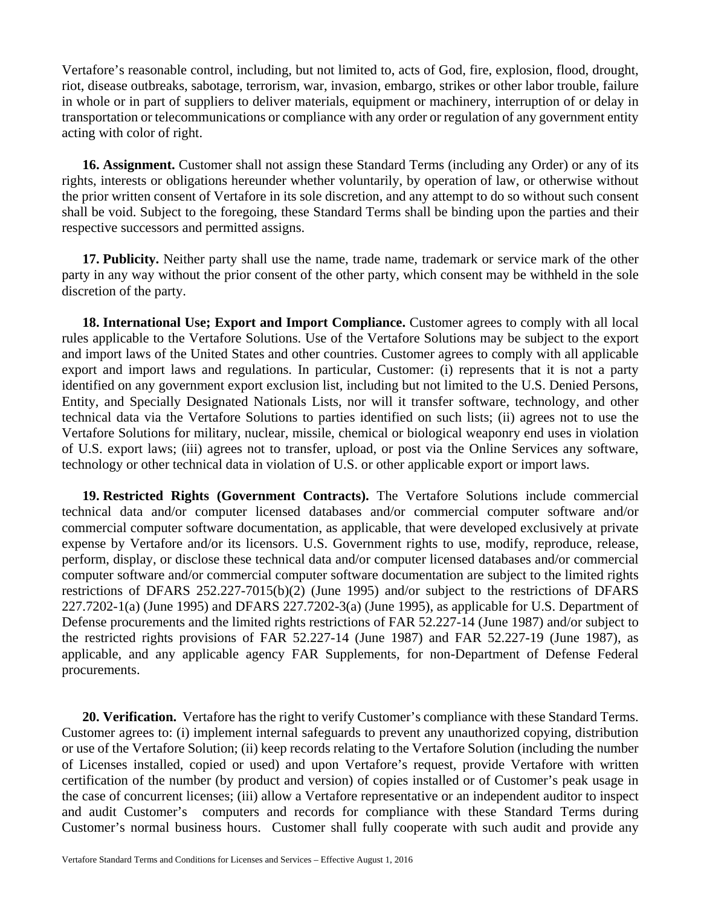Vertafore's reasonable control, including, but not limited to, acts of God, fire, explosion, flood, drought, riot, disease outbreaks, sabotage, terrorism, war, invasion, embargo, strikes or other labor trouble, failure in whole or in part of suppliers to deliver materials, equipment or machinery, interruption of or delay in transportation or telecommunications or compliance with any order or regulation of any government entity acting with color of right.

**16. Assignment.** Customer shall not assign these Standard Terms (including any Order) or any of its rights, interests or obligations hereunder whether voluntarily, by operation of law, or otherwise without the prior written consent of Vertafore in its sole discretion, and any attempt to do so without such consent shall be void. Subject to the foregoing, these Standard Terms shall be binding upon the parties and their respective successors and permitted assigns.

**17. Publicity.** Neither party shall use the name, trade name, trademark or service mark of the other party in any way without the prior consent of the other party, which consent may be withheld in the sole discretion of the party.

**18. International Use; Export and Import Compliance.** Customer agrees to comply with all local rules applicable to the Vertafore Solutions. Use of the Vertafore Solutions may be subject to the export and import laws of the United States and other countries. Customer agrees to comply with all applicable export and import laws and regulations. In particular, Customer: (i) represents that it is not a party identified on any government export exclusion list, including but not limited to the U.S. Denied Persons, Entity, and Specially Designated Nationals Lists, nor will it transfer software, technology, and other technical data via the Vertafore Solutions to parties identified on such lists; (ii) agrees not to use the Vertafore Solutions for military, nuclear, missile, chemical or biological weaponry end uses in violation of U.S. export laws; (iii) agrees not to transfer, upload, or post via the Online Services any software, technology or other technical data in violation of U.S. or other applicable export or import laws.

**19. Restricted Rights (Government Contracts).** The Vertafore Solutions include commercial technical data and/or computer licensed databases and/or commercial computer software and/or commercial computer software documentation, as applicable, that were developed exclusively at private expense by Vertafore and/or its licensors. U.S. Government rights to use, modify, reproduce, release, perform, display, or disclose these technical data and/or computer licensed databases and/or commercial computer software and/or commercial computer software documentation are subject to the limited rights restrictions of DFARS 252.227-7015(b)(2) (June 1995) and/or subject to the restrictions of DFARS 227.7202-1(a) (June 1995) and DFARS 227.7202-3(a) (June 1995), as applicable for U.S. Department of Defense procurements and the limited rights restrictions of FAR 52.227-14 (June 1987) and/or subject to the restricted rights provisions of FAR 52.227-14 (June 1987) and FAR 52.227-19 (June 1987), as applicable, and any applicable agency FAR Supplements, for non-Department of Defense Federal procurements.

**20. Verification.** Vertafore has the right to verify Customer's compliance with these Standard Terms. Customer agrees to: (i) implement internal safeguards to prevent any unauthorized copying, distribution or use of the Vertafore Solution; (ii) keep records relating to the Vertafore Solution (including the number of Licenses installed, copied or used) and upon Vertafore's request, provide Vertafore with written certification of the number (by product and version) of copies installed or of Customer's peak usage in the case of concurrent licenses; (iii) allow a Vertafore representative or an independent auditor to inspect and audit Customer's computers and records for compliance with these Standard Terms during Customer's normal business hours. Customer shall fully cooperate with such audit and provide any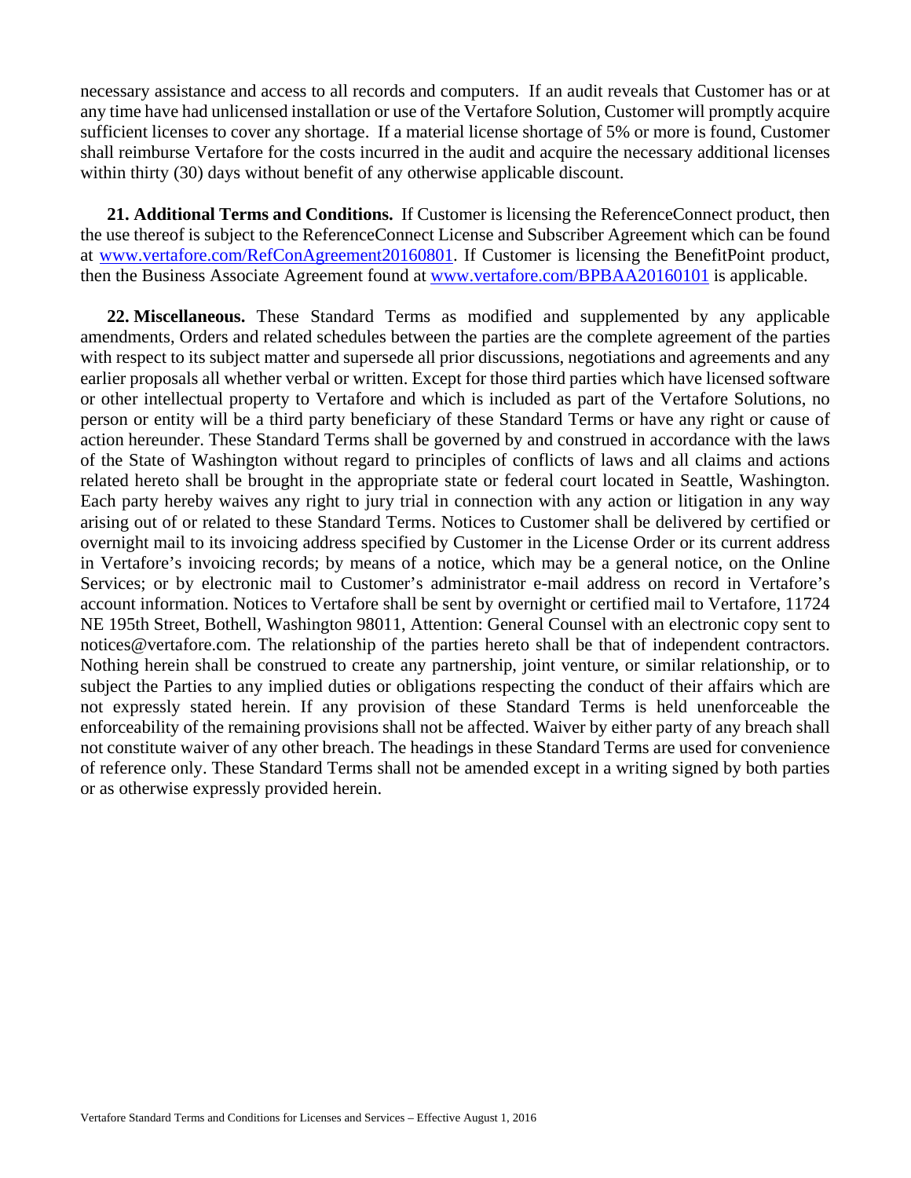necessary assistance and access to all records and computers. If an audit reveals that Customer has or at any time have had unlicensed installation or use of the Vertafore Solution, Customer will promptly acquire sufficient licenses to cover any shortage. If a material license shortage of 5% or more is found, Customer shall reimburse Vertafore for the costs incurred in the audit and acquire the necessary additional licenses within thirty (30) days without benefit of any otherwise applicable discount.

**21. Additional Terms and Conditions.** If Customer is licensing the ReferenceConnect product, then the use thereof is subject to the ReferenceConnect License and Subscriber Agreement which can be found at www.vertafore.com/RefConAgreement20160801. If Customer is licensing the BenefitPoint product, then the Business Associate Agreement found at www.vertafore.com/BPBAA20160101 is applicable.

**22. Miscellaneous.** These Standard Terms as modified and supplemented by any applicable amendments, Orders and related schedules between the parties are the complete agreement of the parties with respect to its subject matter and supersede all prior discussions, negotiations and agreements and any earlier proposals all whether verbal or written. Except for those third parties which have licensed software or other intellectual property to Vertafore and which is included as part of the Vertafore Solutions, no person or entity will be a third party beneficiary of these Standard Terms or have any right or cause of action hereunder. These Standard Terms shall be governed by and construed in accordance with the laws of the State of Washington without regard to principles of conflicts of laws and all claims and actions related hereto shall be brought in the appropriate state or federal court located in Seattle, Washington. Each party hereby waives any right to jury trial in connection with any action or litigation in any way arising out of or related to these Standard Terms. Notices to Customer shall be delivered by certified or overnight mail to its invoicing address specified by Customer in the License Order or its current address in Vertafore's invoicing records; by means of a notice, which may be a general notice, on the Online Services; or by electronic mail to Customer's administrator e-mail address on record in Vertafore's account information. Notices to Vertafore shall be sent by overnight or certified mail to Vertafore, 11724 NE 195th Street, Bothell, Washington 98011, Attention: General Counsel with an electronic copy sent to notices@vertafore.com. The relationship of the parties hereto shall be that of independent contractors. Nothing herein shall be construed to create any partnership, joint venture, or similar relationship, or to subject the Parties to any implied duties or obligations respecting the conduct of their affairs which are not expressly stated herein. If any provision of these Standard Terms is held unenforceable the enforceability of the remaining provisions shall not be affected. Waiver by either party of any breach shall not constitute waiver of any other breach. The headings in these Standard Terms are used for convenience of reference only. These Standard Terms shall not be amended except in a writing signed by both parties or as otherwise expressly provided herein.